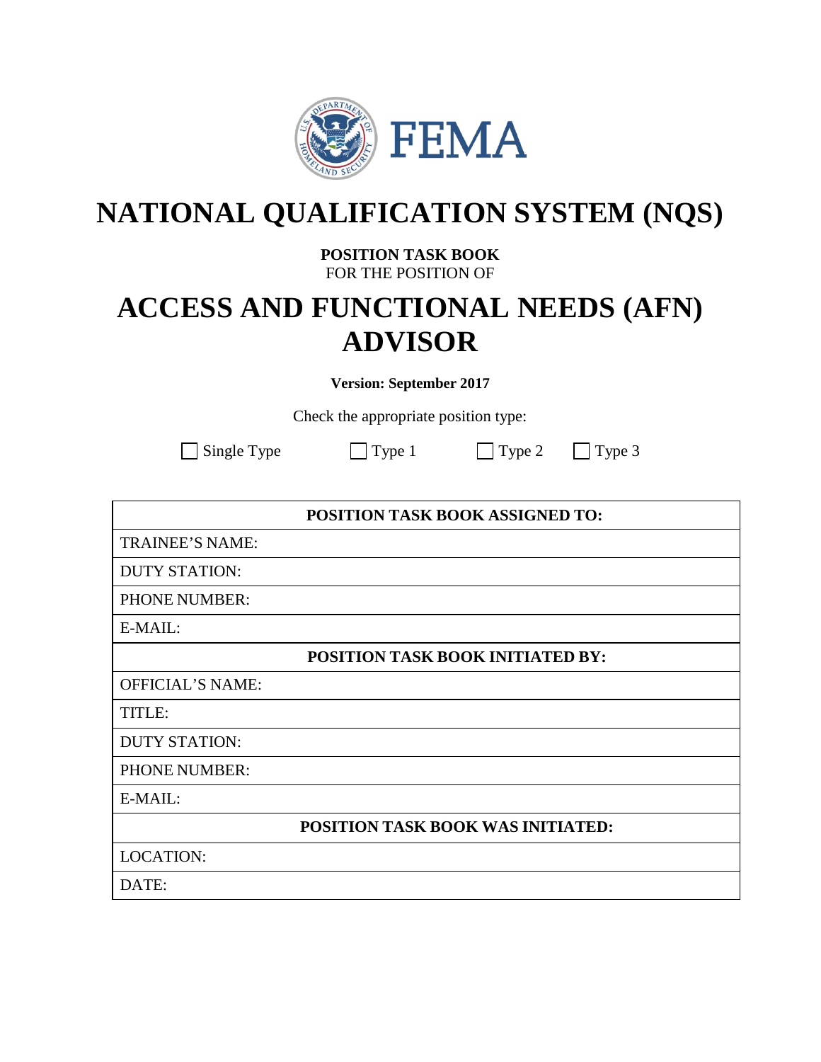FEMA

# NATIONAL QUALIFICATION SYSTEM (NQS)

**POSITION TASK BOOK**
FOR THE POSITION OF

# ACCESS AND FUNCTIONAL NEEDS (AFN) ADVISOR

**Version: September 2017**

Check the appropriate position type:

☐ Single Type ☐ Type 1 ☐ Type 2 ☐ Type 3

| **POSITION TASK BOOK ASSIGNED TO:** |
|---|
| TRAINEE'S NAME: |
| DUTY STATION: |
| PHONE NUMBER: |
| E-MAIL: |
| **POSITION TASK BOOK INITIATED BY:** |
| OFFICIAL'S NAME: |
| TITLE: |
| DUTY STATION: |
| PHONE NUMBER: |
| E-MAIL: |
| **POSITION TASK BOOK WAS INITIATED:** |
| LOCATION: |
| DATE: |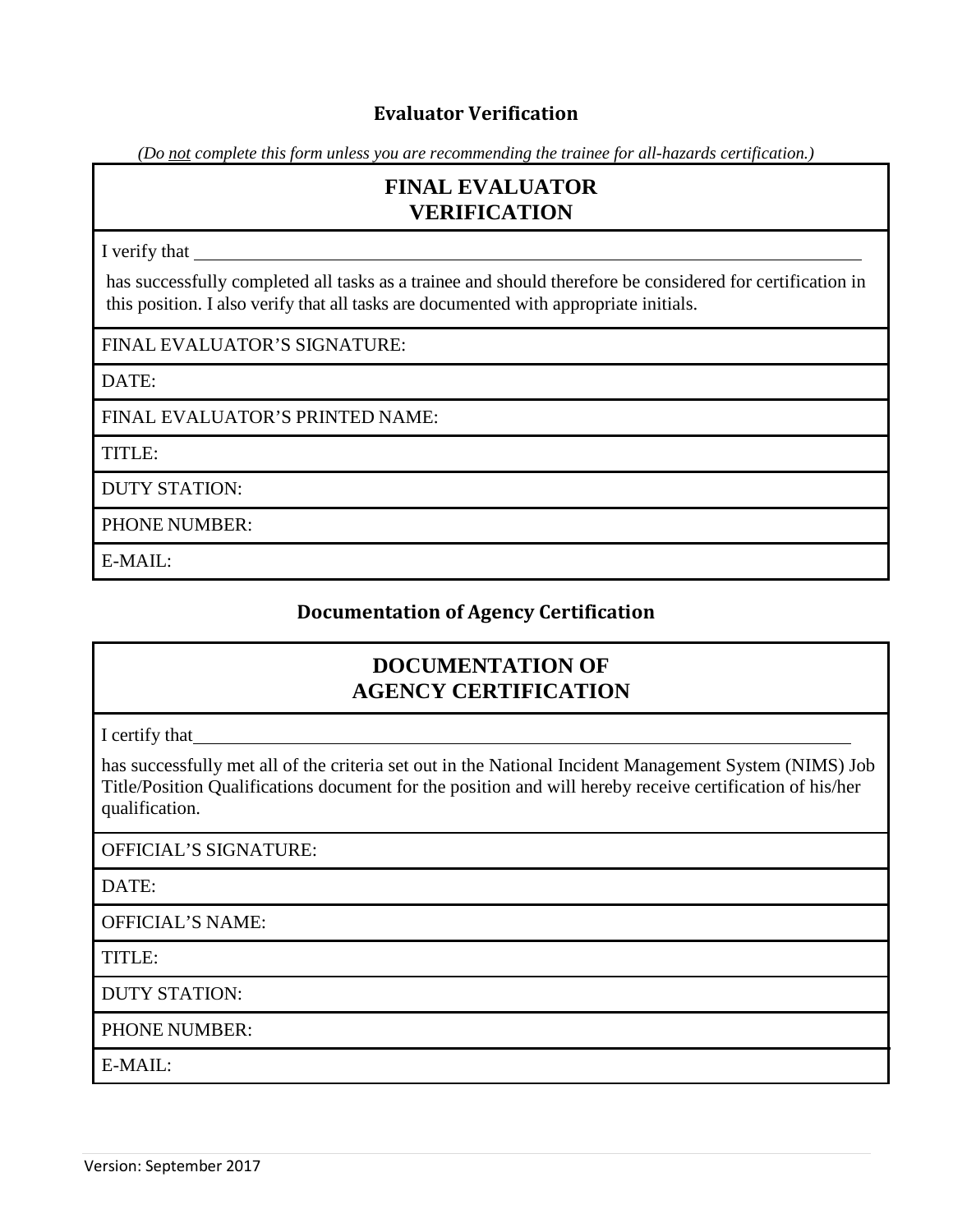## Evaluator Verification

*(Do not complete this form unless you are recommending the trainee for all-hazards certification.)*

| FINAL EVALUATOR VERIFICATION |
|---|
| I verify that \_\_\_\_\_\_\_\_\_\_\_\_\_\_\_\_\_\_\_\_\_\_\_\_\_\_\_\_\_\_\_\_\_\_\_\_\_\_\_\_ has successfully completed all tasks as a trainee and should therefore be considered for certification in this position. I also verify that all tasks are documented with appropriate initials. |
| FINAL EVALUATOR'S SIGNATURE: |
| DATE: |
| FINAL EVALUATOR'S PRINTED NAME: |
| TITLE: |
| DUTY STATION: |
| PHONE NUMBER: |
| E-MAIL: |

## Documentation of Agency Certification

| DOCUMENTATION OF AGENCY CERTIFICATION |
|---|
| I certify that \_\_\_\_\_\_\_\_\_\_\_\_\_\_\_\_\_\_\_\_\_\_\_\_\_\_\_\_\_\_\_\_\_\_\_\_\_\_\_\_ has successfully met all of the criteria set out in the National Incident Management System (NIMS) Job Title/Position Qualifications document for the position and will hereby receive certification of his/her qualification. |
| OFFICIAL'S SIGNATURE: |
| DATE: |
| OFFICIAL'S NAME: |
| TITLE: |
| DUTY STATION: |
| PHONE NUMBER: |
| E-MAIL: |

Version: September 2017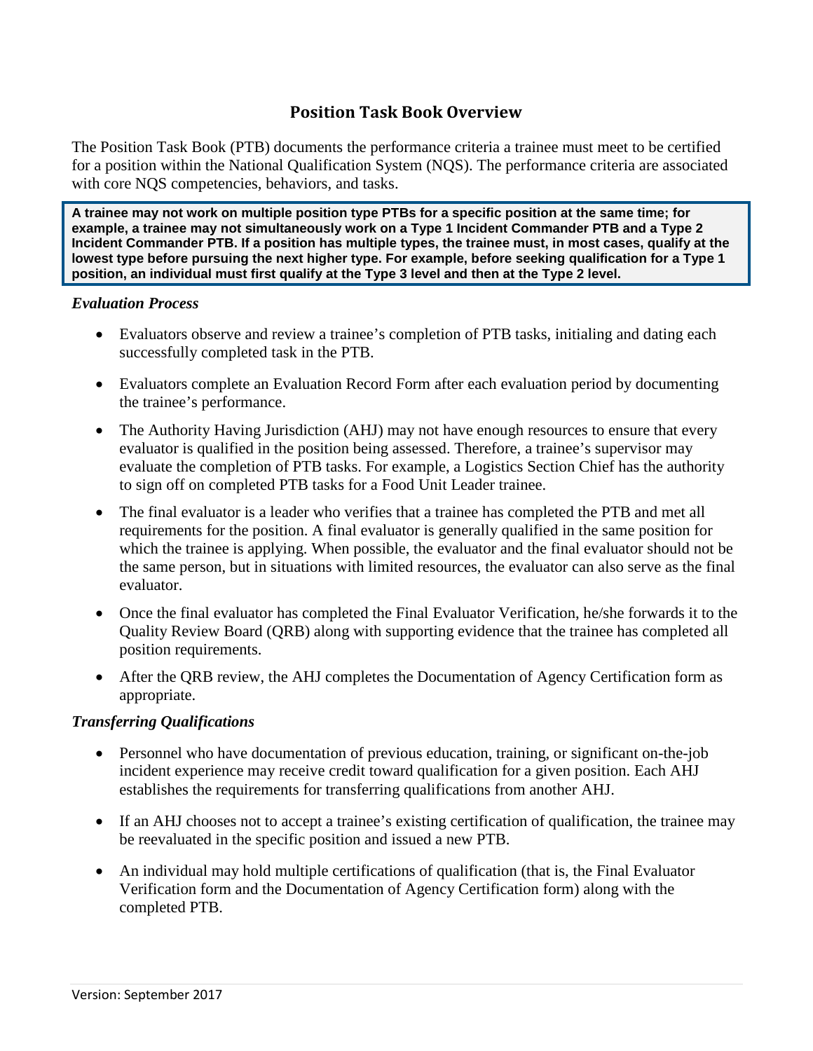# Position Task Book Overview

The Position Task Book (PTB) documents the performance criteria a trainee must meet to be certified for a position within the National Qualification System (NQS). The performance criteria are associated with core NQS competencies, behaviors, and tasks.

**A trainee may not work on multiple position type PTBs for a specific position at the same time; for example, a trainee may not simultaneously work on a Type 1 Incident Commander PTB and a Type 2 Incident Commander PTB. If a position has multiple types, the trainee must, in most cases, qualify at the lowest type before pursuing the next higher type. For example, before seeking qualification for a Type 1 position, an individual must first qualify at the Type 3 level and then at the Type 2 level.**

***Evaluation Process***

- Evaluators observe and review a trainee's completion of PTB tasks, initialing and dating each successfully completed task in the PTB.
- Evaluators complete an Evaluation Record Form after each evaluation period by documenting the trainee's performance.
- The Authority Having Jurisdiction (AHJ) may not have enough resources to ensure that every evaluator is qualified in the position being assessed. Therefore, a trainee's supervisor may evaluate the completion of PTB tasks. For example, a Logistics Section Chief has the authority to sign off on completed PTB tasks for a Food Unit Leader trainee.
- The final evaluator is a leader who verifies that a trainee has completed the PTB and met all requirements for the position. A final evaluator is generally qualified in the same position for which the trainee is applying. When possible, the evaluator and the final evaluator should not be the same person, but in situations with limited resources, the evaluator can also serve as the final evaluator.
- Once the final evaluator has completed the Final Evaluator Verification, he/she forwards it to the Quality Review Board (QRB) along with supporting evidence that the trainee has completed all position requirements.
- After the QRB review, the AHJ completes the Documentation of Agency Certification form as appropriate.

***Transferring Qualifications***

- Personnel who have documentation of previous education, training, or significant on-the-job incident experience may receive credit toward qualification for a given position. Each AHJ establishes the requirements for transferring qualifications from another AHJ.
- If an AHJ chooses not to accept a trainee's existing certification of qualification, the trainee may be reevaluated in the specific position and issued a new PTB.
- An individual may hold multiple certifications of qualification (that is, the Final Evaluator Verification form and the Documentation of Agency Certification form) along with the completed PTB.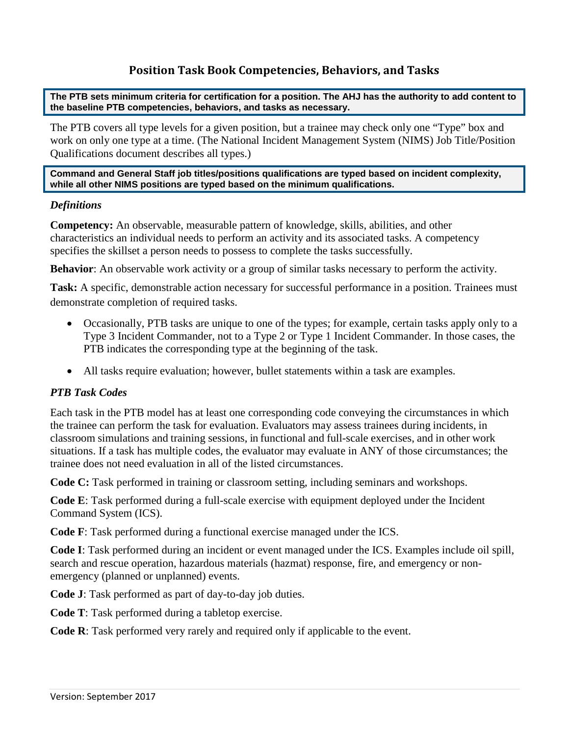## Position Task Book Competencies, Behaviors, and Tasks

**The PTB sets minimum criteria for certification for a position. The AHJ has the authority to add content to the baseline PTB competencies, behaviors, and tasks as necessary.**

The PTB covers all type levels for a given position, but a trainee may check only one "Type" box and work on only one type at a time. (The National Incident Management System (NIMS) Job Title/Position Qualifications document describes all types.)

**Command and General Staff job titles/positions qualifications are typed based on incident complexity, while all other NIMS positions are typed based on the minimum qualifications.**

### *Definitions*

**Competency:** An observable, measurable pattern of knowledge, skills, abilities, and other characteristics an individual needs to perform an activity and its associated tasks. A competency specifies the skillset a person needs to possess to complete the tasks successfully.

**Behavior**: An observable work activity or a group of similar tasks necessary to perform the activity.

**Task:** A specific, demonstrable action necessary for successful performance in a position. Trainees must demonstrate completion of required tasks.

- Occasionally, PTB tasks are unique to one of the types; for example, certain tasks apply only to a Type 3 Incident Commander, not to a Type 2 or Type 1 Incident Commander. In those cases, the PTB indicates the corresponding type at the beginning of the task.
- All tasks require evaluation; however, bullet statements within a task are examples.

### *PTB Task Codes*

Each task in the PTB model has at least one corresponding code conveying the circumstances in which the trainee can perform the task for evaluation. Evaluators may assess trainees during incidents, in classroom simulations and training sessions, in functional and full-scale exercises, and in other work situations. If a task has multiple codes, the evaluator may evaluate in ANY of those circumstances; the trainee does not need evaluation in all of the listed circumstances.

**Code C:** Task performed in training or classroom setting, including seminars and workshops.

**Code E**: Task performed during a full-scale exercise with equipment deployed under the Incident Command System (ICS).

**Code F**: Task performed during a functional exercise managed under the ICS.

**Code I**: Task performed during an incident or event managed under the ICS. Examples include oil spill, search and rescue operation, hazardous materials (hazmat) response, fire, and emergency or non-emergency (planned or unplanned) events.

**Code J**: Task performed as part of day-to-day job duties.

**Code T**: Task performed during a tabletop exercise.

**Code R**: Task performed very rarely and required only if applicable to the event.

Version: September 2017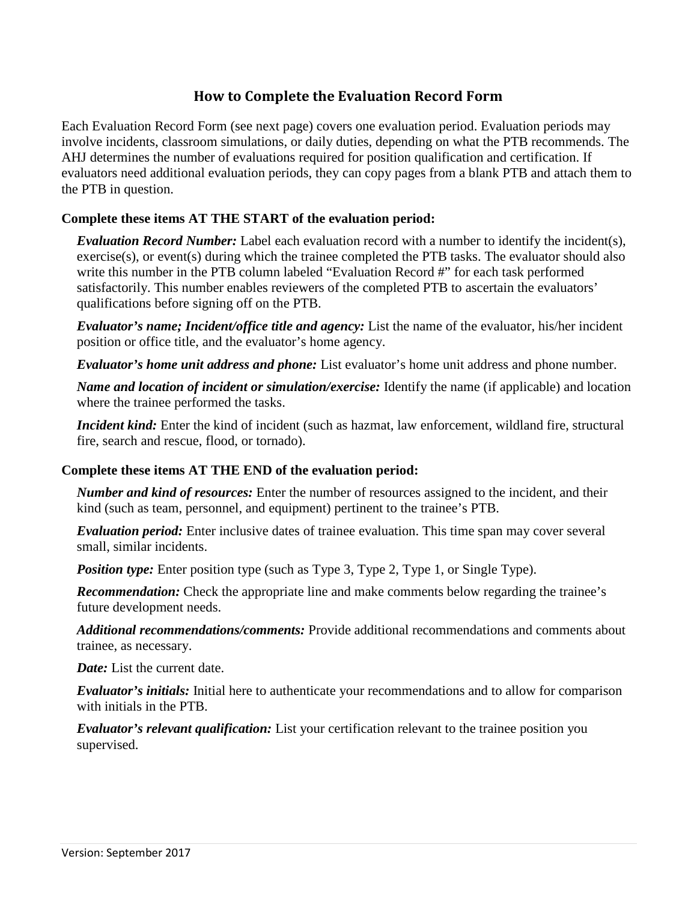## How to Complete the Evaluation Record Form

Each Evaluation Record Form (see next page) covers one evaluation period. Evaluation periods may involve incidents, classroom simulations, or daily duties, depending on what the PTB recommends. The AHJ determines the number of evaluations required for position qualification and certification. If evaluators need additional evaluation periods, they can copy pages from a blank PTB and attach them to the PTB in question.

**Complete these items AT THE START of the evaluation period:**

***Evaluation Record Number:*** Label each evaluation record with a number to identify the incident(s), exercise(s), or event(s) during which the trainee completed the PTB tasks. The evaluator should also write this number in the PTB column labeled "Evaluation Record #" for each task performed satisfactorily. This number enables reviewers of the completed PTB to ascertain the evaluators' qualifications before signing off on the PTB.

***Evaluator's name; Incident/office title and agency:*** List the name of the evaluator, his/her incident position or office title, and the evaluator's home agency.

***Evaluator's home unit address and phone:*** List evaluator's home unit address and phone number.

***Name and location of incident or simulation/exercise:*** Identify the name (if applicable) and location where the trainee performed the tasks.

***Incident kind:*** Enter the kind of incident (such as hazmat, law enforcement, wildland fire, structural fire, search and rescue, flood, or tornado).

**Complete these items AT THE END of the evaluation period:**

***Number and kind of resources:*** Enter the number of resources assigned to the incident, and their kind (such as team, personnel, and equipment) pertinent to the trainee's PTB.

***Evaluation period:*** Enter inclusive dates of trainee evaluation. This time span may cover several small, similar incidents.

***Position type:*** Enter position type (such as Type 3, Type 2, Type 1, or Single Type).

***Recommendation:*** Check the appropriate line and make comments below regarding the trainee's future development needs.

***Additional recommendations/comments:*** Provide additional recommendations and comments about trainee, as necessary.

***Date:*** List the current date.

***Evaluator's initials:*** Initial here to authenticate your recommendations and to allow for comparison with initials in the PTB.

***Evaluator's relevant qualification:*** List your certification relevant to the trainee position you supervised.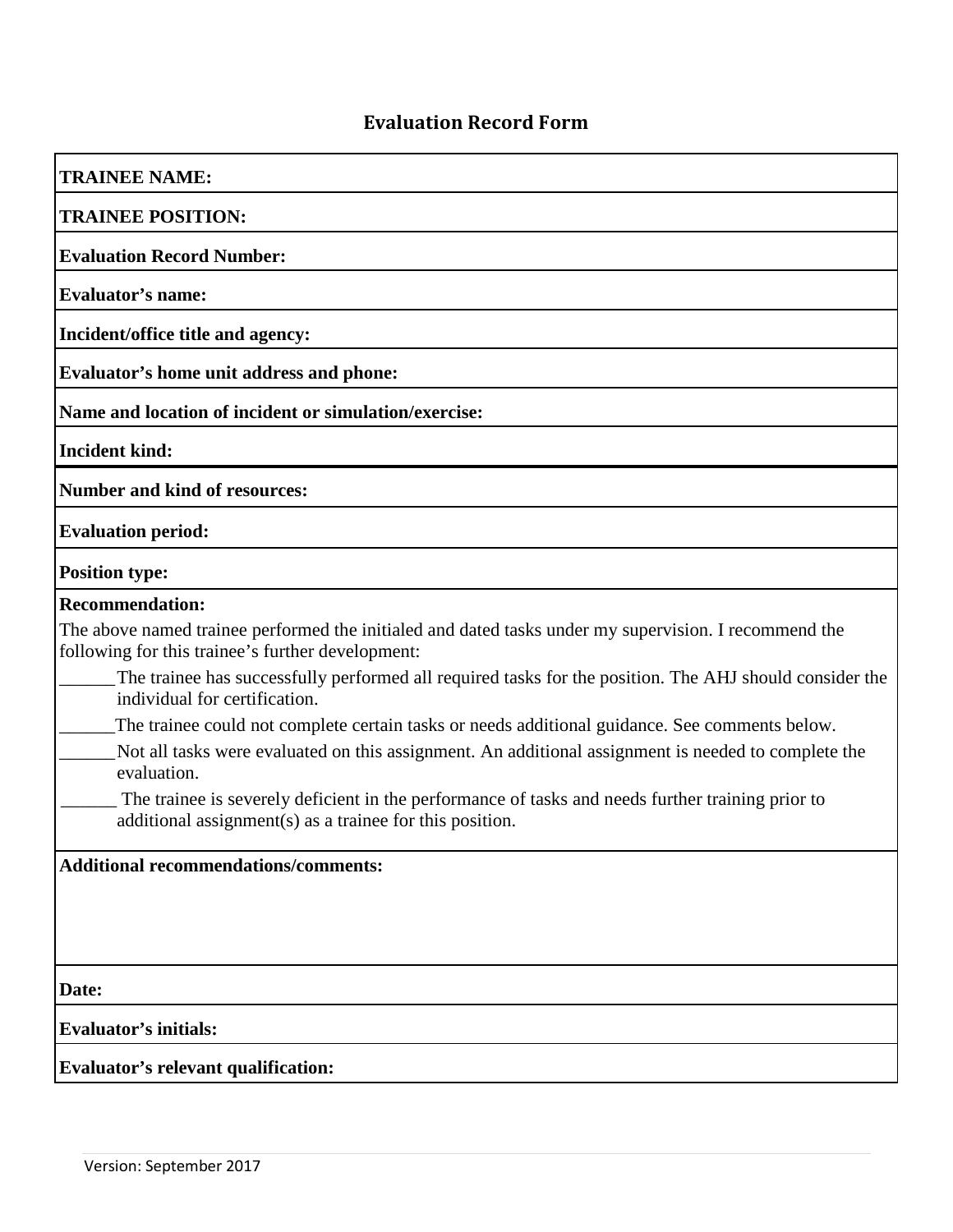## Evaluation Record Form

**TRAINEE NAME:**

**TRAINEE POSITION:**

**Evaluation Record Number:**

**Evaluator's name:**

**Incident/office title and agency:**

**Evaluator's home unit address and phone:**

**Name and location of incident or simulation/exercise:**

**Incident kind:**

**Number and kind of resources:**

**Evaluation period:**

**Position type:**

**Recommendation:**

The above named trainee performed the initialed and dated tasks under my supervision. I recommend the following for this trainee's further development:

______The trainee has successfully performed all required tasks for the position. The AHJ should consider the individual for certification.

______The trainee could not complete certain tasks or needs additional guidance. See comments below.

______Not all tasks were evaluated on this assignment. An additional assignment is needed to complete the evaluation.

______ The trainee is severely deficient in the performance of tasks and needs further training prior to additional assignment(s) as a trainee for this position.

**Additional recommendations/comments:**

**Date:**

**Evaluator's initials:**

**Evaluator's relevant qualification:**

Version: September 2017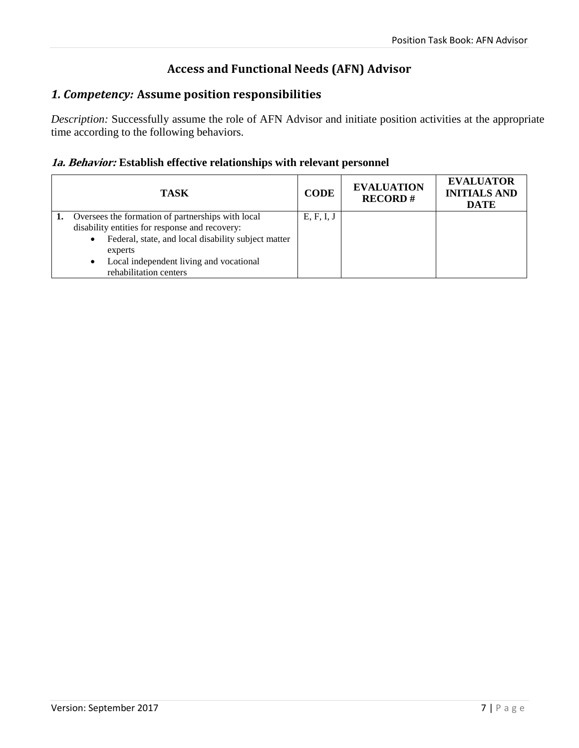# Access and Functional Needs (AFN) Advisor

## *1. Competency:* Assume position responsibilities

*Description:* Successfully assume the role of AFN Advisor and initiate position activities at the appropriate time according to the following behaviors.

### *1a. Behavior:* Establish effective relationships with relevant personnel

| TASK | CODE | EVALUATION RECORD # | EVALUATOR INITIALS AND DATE |
|---|---|---|---|
| **1.** Oversees the formation of partnerships with local disability entities for response and recovery:<br>• Federal, state, and local disability subject matter experts<br>• Local independent living and vocational rehabilitation centers | E, F, I, J | | |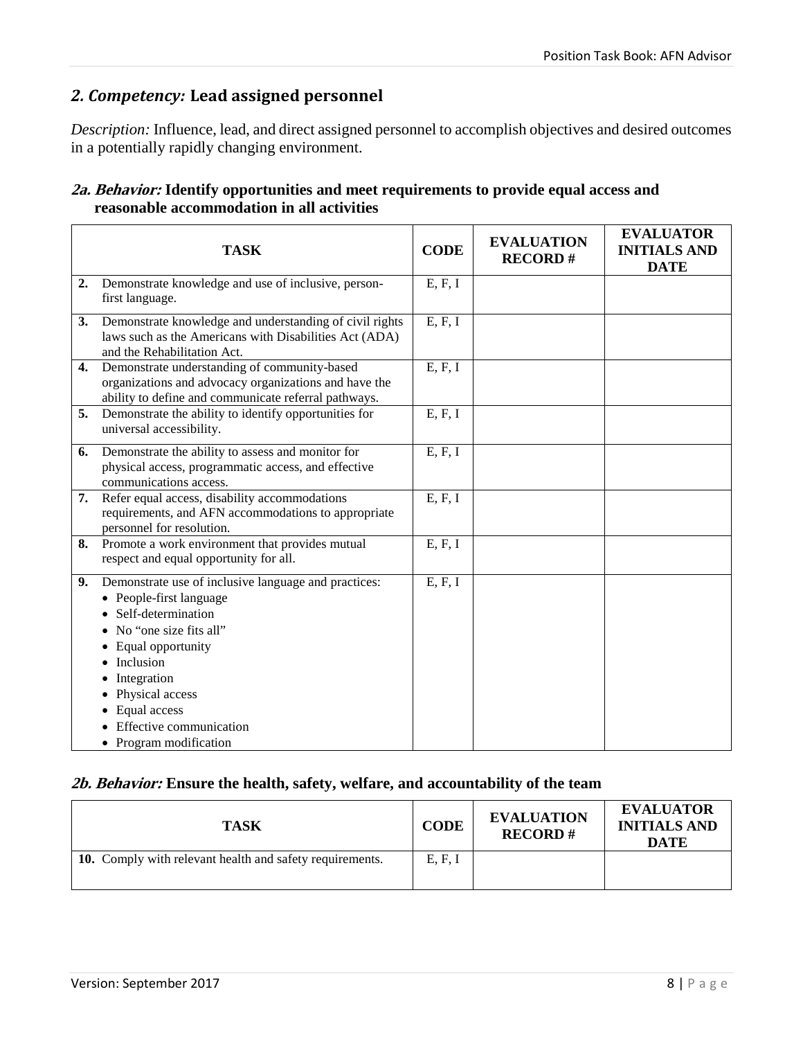## *2. Competency:* **Lead assigned personnel**

*Description:* Influence, lead, and direct assigned personnel to accomplish objectives and desired outcomes in a potentially rapidly changing environment.

### *2a. Behavior:* **Identify opportunities and meet requirements to provide equal access and reasonable accommodation in all activities**

| TASK | CODE | EVALUATION RECORD # | EVALUATOR INITIALS AND DATE |
|---|---|---|---|
| **2.** Demonstrate knowledge and use of inclusive, person-first language. | E, F, I | | |
| **3.** Demonstrate knowledge and understanding of civil rights laws such as the Americans with Disabilities Act (ADA) and the Rehabilitation Act. | E, F, I | | |
| **4.** Demonstrate understanding of community-based organizations and advocacy organizations and have the ability to define and communicate referral pathways. | E, F, I | | |
| **5.** Demonstrate the ability to identify opportunities for universal accessibility. | E, F, I | | |
| **6.** Demonstrate the ability to assess and monitor for physical access, programmatic access, and effective communications access. | E, F, I | | |
| **7.** Refer equal access, disability accommodations requirements, and AFN accommodations to appropriate personnel for resolution. | E, F, I | | |
| **8.** Promote a work environment that provides mutual respect and equal opportunity for all. | E, F, I | | |
| **9.** Demonstrate use of inclusive language and practices:<br>• People-first language<br>• Self-determination<br>• No "one size fits all"<br>• Equal opportunity<br>• Inclusion<br>• Integration<br>• Physical access<br>• Equal access<br>• Effective communication<br>• Program modification | E, F, I | | |

### *2b. Behavior:* **Ensure the health, safety, welfare, and accountability of the team**

| TASK | CODE | EVALUATION RECORD # | EVALUATOR INITIALS AND DATE |
|---|---|---|---|
| **10.** Comply with relevant health and safety requirements. | E, F, I | | |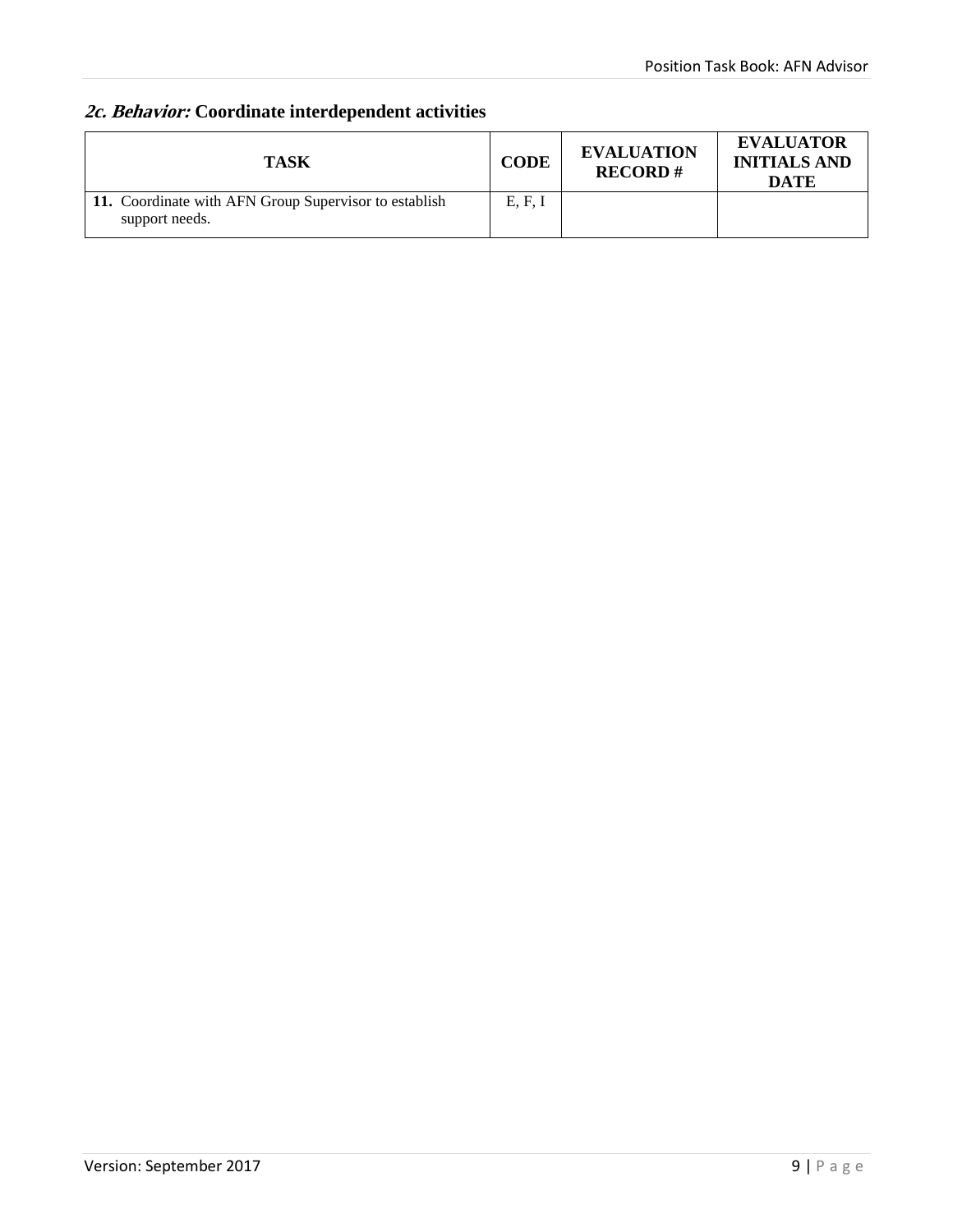## *2c. Behavior:* Coordinate interdependent activities

| TASK | CODE | EVALUATION RECORD # | EVALUATOR INITIALS AND DATE |
|---|---|---|---|
| **11.** Coordinate with AFN Group Supervisor to establish support needs. | E, F, I | | |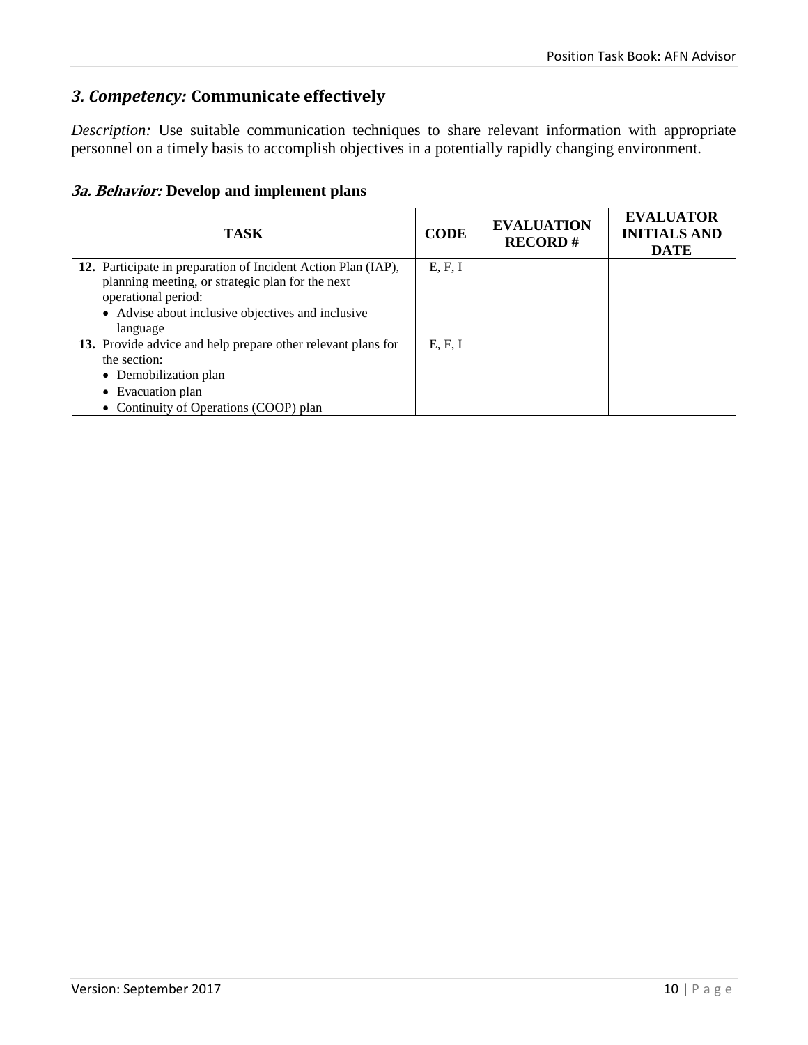## *3. Competency:* Communicate effectively

*Description:* Use suitable communication techniques to share relevant information with appropriate personnel on a timely basis to accomplish objectives in a potentially rapidly changing environment.

### *3a. Behavior:* Develop and implement plans

| TASK | CODE | EVALUATION RECORD # | EVALUATOR INITIALS AND DATE |
|---|---|---|---|
| **12.** Participate in preparation of Incident Action Plan (IAP), planning meeting, or strategic plan for the next operational period: <br>• Advise about inclusive objectives and inclusive language | E, F, I | | |
| **13.** Provide advice and help prepare other relevant plans for the section: <br>• Demobilization plan <br>• Evacuation plan <br>• Continuity of Operations (COOP) plan | E, F, I | | |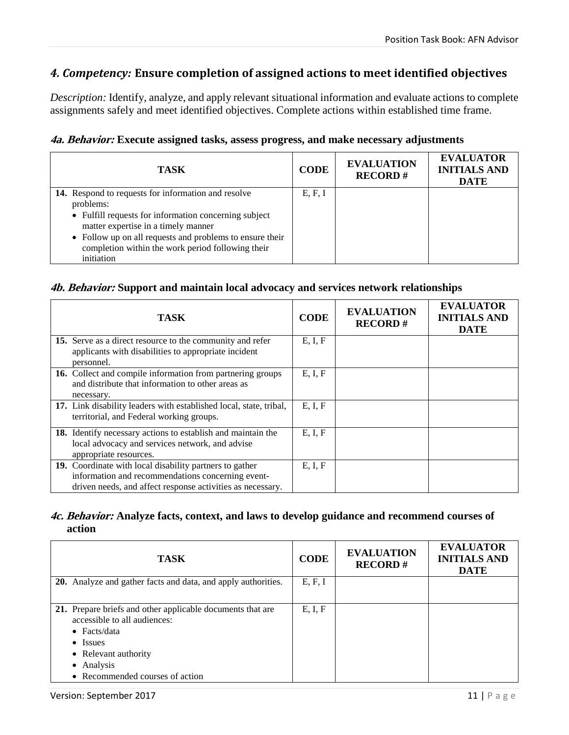## *4. Competency:* Ensure completion of assigned actions to meet identified objectives

*Description:* Identify, analyze, and apply relevant situational information and evaluate actions to complete assignments safely and meet identified objectives. Complete actions within established time frame.

### *4a. Behavior:* Execute assigned tasks, assess progress, and make necessary adjustments

| TASK | CODE | EVALUATION RECORD # | EVALUATOR INITIALS AND DATE |
|---|---|---|---|
| **14.** Respond to requests for information and resolve problems:<br>• Fulfill requests for information concerning subject matter expertise in a timely manner<br>• Follow up on all requests and problems to ensure their completion within the work period following their initiation | E, F, I | | |

### *4b. Behavior:* Support and maintain local advocacy and services network relationships

| TASK | CODE | EVALUATION RECORD # | EVALUATOR INITIALS AND DATE |
|---|---|---|---|
| **15.** Serve as a direct resource to the community and refer applicants with disabilities to appropriate incident personnel. | E, I, F | | |
| **16.** Collect and compile information from partnering groups and distribute that information to other areas as necessary. | E, I, F | | |
| **17.** Link disability leaders with established local, state, tribal, territorial, and Federal working groups. | E, I, F | | |
| **18.** Identify necessary actions to establish and maintain the local advocacy and services network, and advise appropriate resources. | E, I, F | | |
| **19.** Coordinate with local disability partners to gather information and recommendations concerning event-driven needs, and affect response activities as necessary. | E, I, F | | |

### *4c. Behavior:* Analyze facts, context, and laws to develop guidance and recommend courses of action

| TASK | CODE | EVALUATION RECORD # | EVALUATOR INITIALS AND DATE |
|---|---|---|---|
| **20.** Analyze and gather facts and data, and apply authorities. | E, F, I | | |
| **21.** Prepare briefs and other applicable documents that are accessible to all audiences:<br>• Facts/data<br>• Issues<br>• Relevant authority<br>• Analysis<br>• Recommended courses of action | E, I, F | | |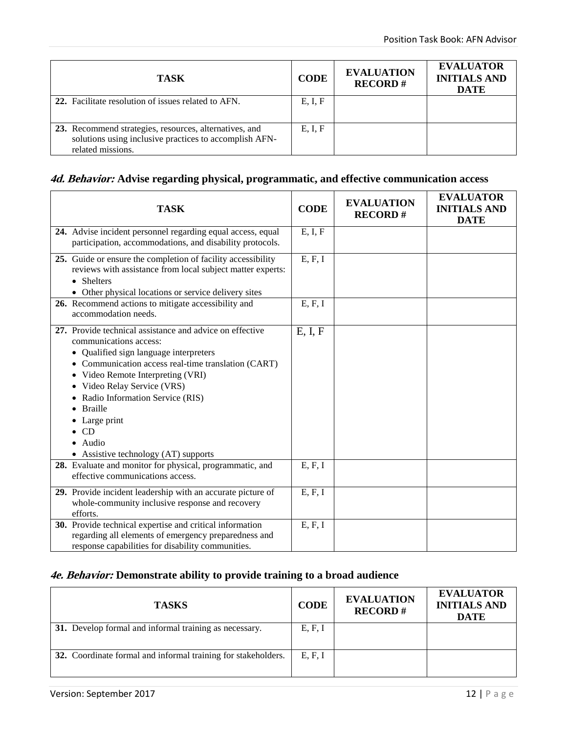| TASK | CODE | EVALUATION RECORD # | EVALUATOR INITIALS AND DATE |
|---|---|---|---|
| **22.** Facilitate resolution of issues related to AFN. | E, I, F | | |
| **23.** Recommend strategies, resources, alternatives, and solutions using inclusive practices to accomplish AFN-related missions. | E, I, F | | |

### *4d. Behavior:* Advise regarding physical, programmatic, and effective communication access

| TASK | CODE | EVALUATION RECORD # | EVALUATOR INITIALS AND DATE |
|---|---|---|---|
| **24.** Advise incident personnel regarding equal access, equal participation, accommodations, and disability protocols. | E, I, F | | |
| **25.** Guide or ensure the completion of facility accessibility reviews with assistance from local subject matter experts:<br>• Shelters<br>• Other physical locations or service delivery sites | E, F, I | | |
| **26.** Recommend actions to mitigate accessibility and accommodation needs. | E, F, I | | |
| **27.** Provide technical assistance and advice on effective communications access:<br>• Qualified sign language interpreters<br>• Communication access real-time translation (CART)<br>• Video Remote Interpreting (VRI)<br>• Video Relay Service (VRS)<br>• Radio Information Service (RIS)<br>• Braille<br>• Large print<br>• CD<br>• Audio<br>• Assistive technology (AT) supports | E, I, F | | |
| **28.** Evaluate and monitor for physical, programmatic, and effective communications access. | E, F, I | | |
| **29.** Provide incident leadership with an accurate picture of whole-community inclusive response and recovery efforts. | E, F, I | | |
| **30.** Provide technical expertise and critical information regarding all elements of emergency preparedness and response capabilities for disability communities. | E, F, I | | |

### *4e. Behavior:* Demonstrate ability to provide training to a broad audience

| TASKS | CODE | EVALUATION RECORD # | EVALUATOR INITIALS AND DATE |
|---|---|---|---|
| **31.** Develop formal and informal training as necessary. | E, F, I | | |
| **32.** Coordinate formal and informal training for stakeholders. | E, F, I | | |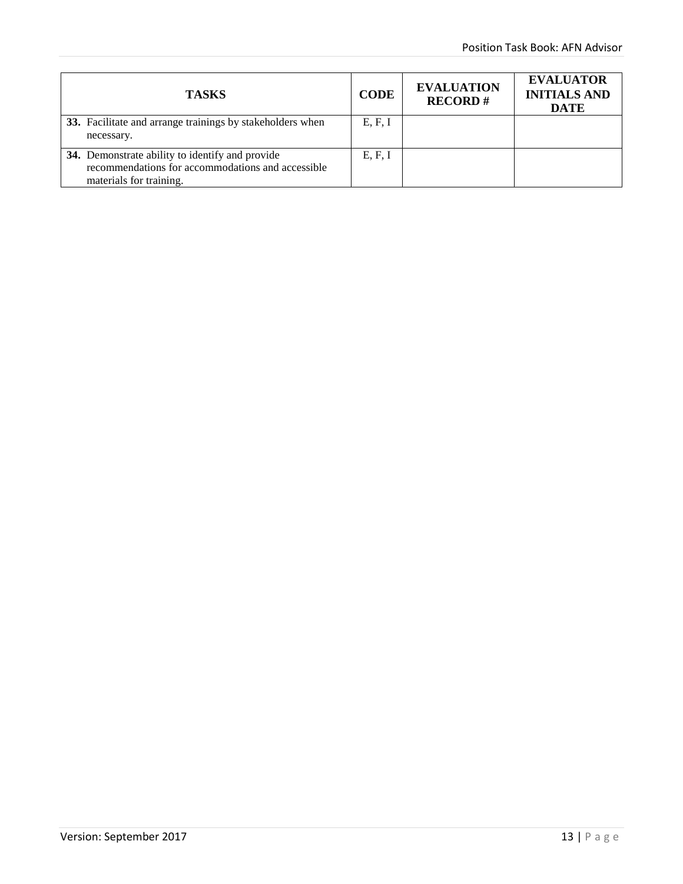| TASKS | CODE | EVALUATION RECORD # | EVALUATOR INITIALS AND DATE |
|---|---|---|---|
| **33.** Facilitate and arrange trainings by stakeholders when necessary. | E, F, I | | |
| **34.** Demonstrate ability to identify and provide recommendations for accommodations and accessible materials for training. | E, F, I | | |